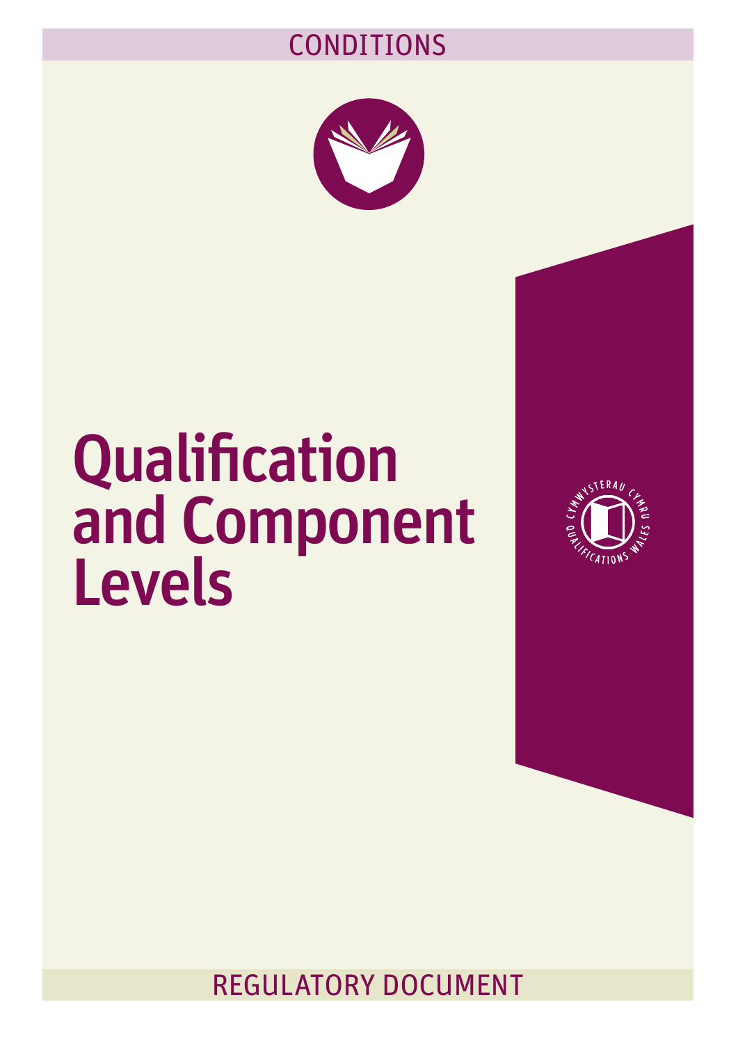CONDITIONS

# Qualification and Component Levels

REGULATORY DOCUMENT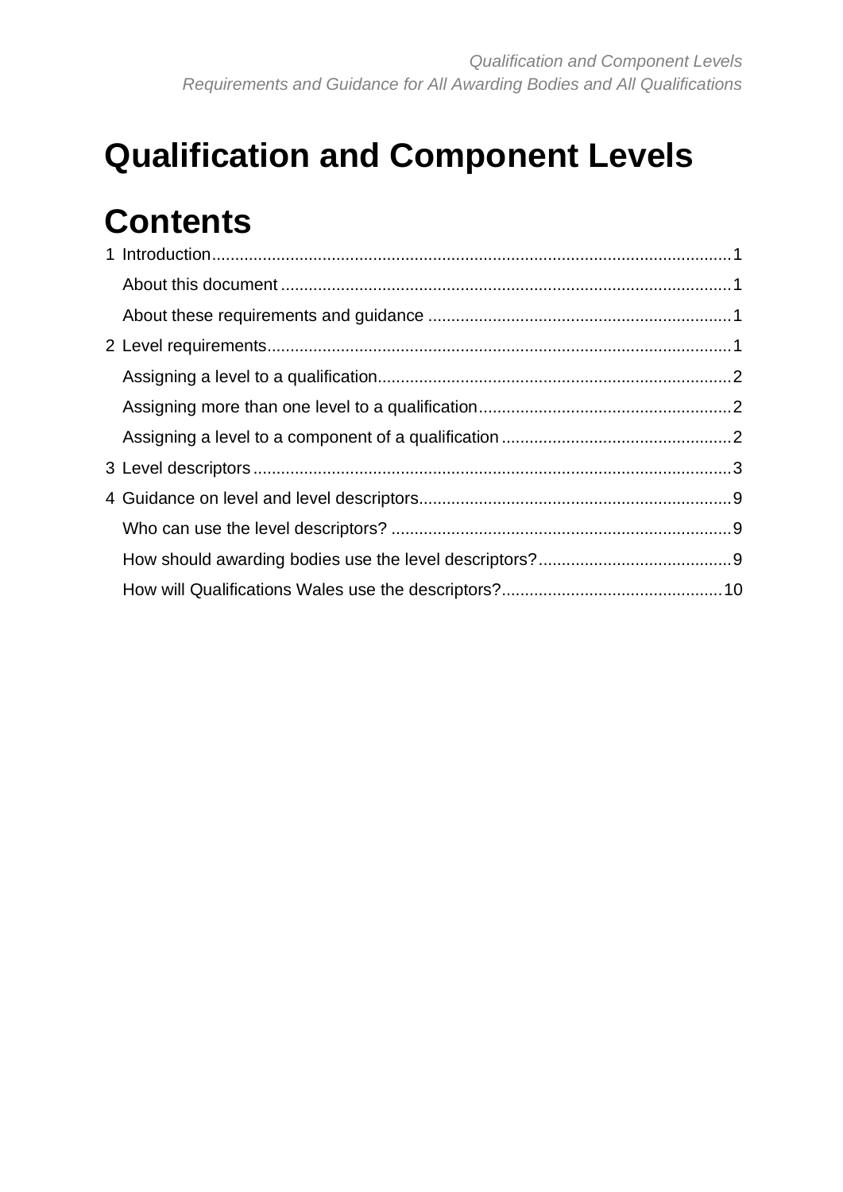# Qualification and Component Levels

## Contents

1 Introduction ........ 1

- About this document ........ 1
- About these requirements and guidance ........ 1

2 Level requirements ........ 1

- Assigning a level to a qualification ........ 2
- Assigning more than one level to a qualification ........ 2
- Assigning a level to a component of a qualification ........ 2

3 Level descriptors ........ 3

4 Guidance on level and level descriptors ........ 9

- Who can use the level descriptors? ........ 9
- How should awarding bodies use the level descriptors? ........ 9
- How will Qualifications Wales use the descriptors? ........ 10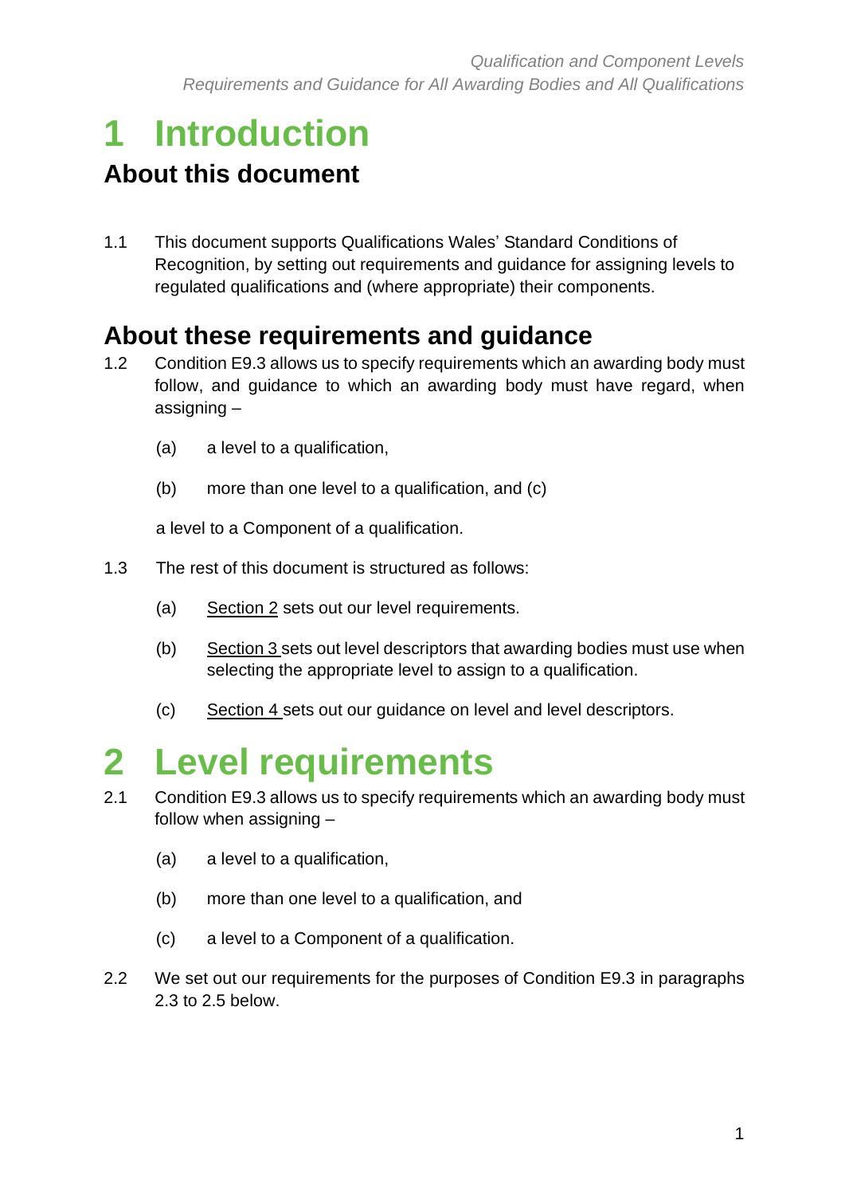# 1 Introduction

## About this document

1.1 This document supports Qualifications Wales' Standard Conditions of Recognition, by setting out requirements and guidance for assigning levels to regulated qualifications and (where appropriate) their components.

## About these requirements and guidance

1.2 Condition E9.3 allows us to specify requirements which an awarding body must follow, and guidance to which an awarding body must have regard, when assigning –

(a) a level to a qualification,

(b) more than one level to a qualification, and (c)

a level to a Component of a qualification.

1.3 The rest of this document is structured as follows:

(a) Section 2 sets out our level requirements.

(b) Section 3 sets out level descriptors that awarding bodies must use when selecting the appropriate level to assign to a qualification.

(c) Section 4 sets out our guidance on level and level descriptors.

# 2 Level requirements

2.1 Condition E9.3 allows us to specify requirements which an awarding body must follow when assigning –

(a) a level to a qualification,

(b) more than one level to a qualification, and

(c) a level to a Component of a qualification.

2.2 We set out our requirements for the purposes of Condition E9.3 in paragraphs 2.3 to 2.5 below.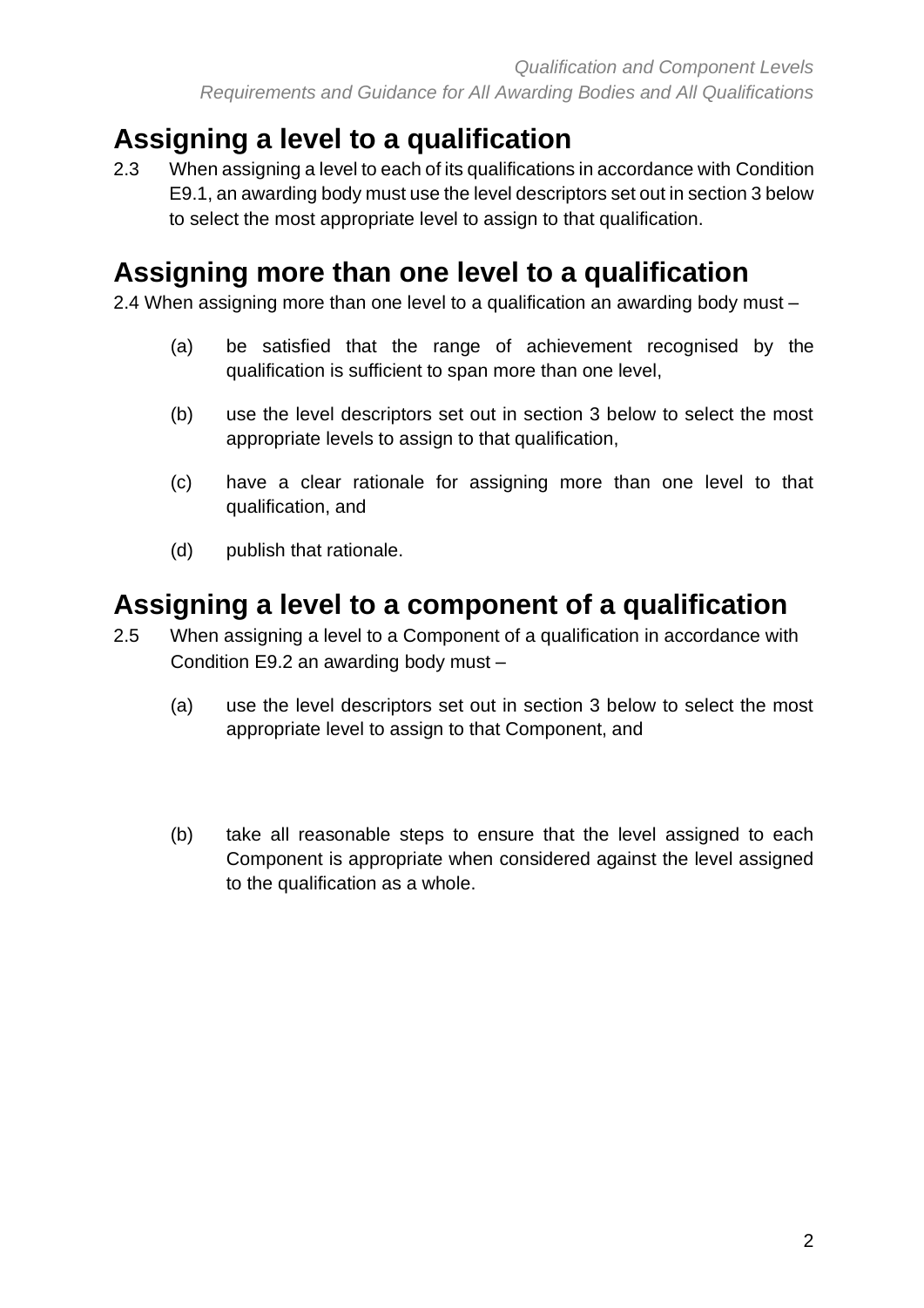## Assigning a level to a qualification

2.3 When assigning a level to each of its qualifications in accordance with Condition E9.1, an awarding body must use the level descriptors set out in section 3 below to select the most appropriate level to assign to that qualification.

## Assigning more than one level to a qualification

2.4 When assigning more than one level to a qualification an awarding body must –

(a) be satisfied that the range of achievement recognised by the qualification is sufficient to span more than one level,

(b) use the level descriptors set out in section 3 below to select the most appropriate levels to assign to that qualification,

(c) have a clear rationale for assigning more than one level to that qualification, and

(d) publish that rationale.

## Assigning a level to a component of a qualification

2.5 When assigning a level to a Component of a qualification in accordance with Condition E9.2 an awarding body must –

(a) use the level descriptors set out in section 3 below to select the most appropriate level to assign to that Component, and

(b) take all reasonable steps to ensure that the level assigned to each Component is appropriate when considered against the level assigned to the qualification as a whole.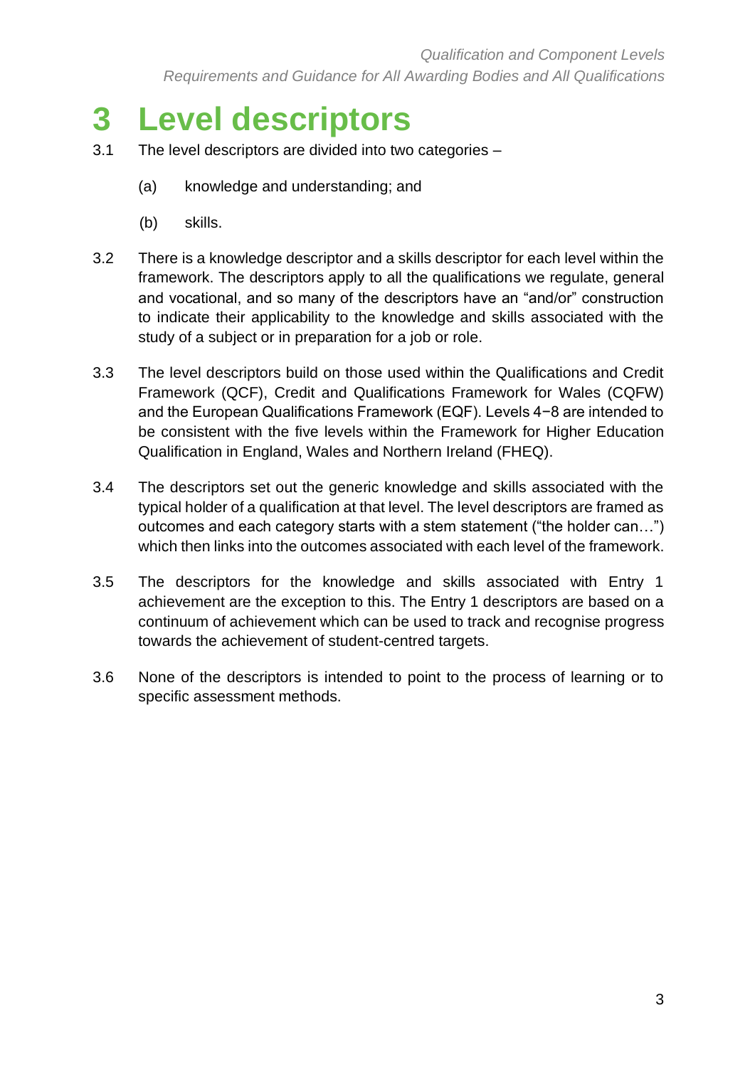# 3 Level descriptors

3.1 The level descriptors are divided into two categories –

(a) knowledge and understanding; and

(b) skills.

3.2 There is a knowledge descriptor and a skills descriptor for each level within the framework. The descriptors apply to all the qualifications we regulate, general and vocational, and so many of the descriptors have an "and/or" construction to indicate their applicability to the knowledge and skills associated with the study of a subject or in preparation for a job or role.

3.3 The level descriptors build on those used within the Qualifications and Credit Framework (QCF), Credit and Qualifications Framework for Wales (CQFW) and the European Qualifications Framework (EQF). Levels 4−8 are intended to be consistent with the five levels within the Framework for Higher Education Qualification in England, Wales and Northern Ireland (FHEQ).

3.4 The descriptors set out the generic knowledge and skills associated with the typical holder of a qualification at that level. The level descriptors are framed as outcomes and each category starts with a stem statement ("the holder can…") which then links into the outcomes associated with each level of the framework.

3.5 The descriptors for the knowledge and skills associated with Entry 1 achievement are the exception to this. The Entry 1 descriptors are based on a continuum of achievement which can be used to track and recognise progress towards the achievement of student-centred targets.

3.6 None of the descriptors is intended to point to the process of learning or to specific assessment methods.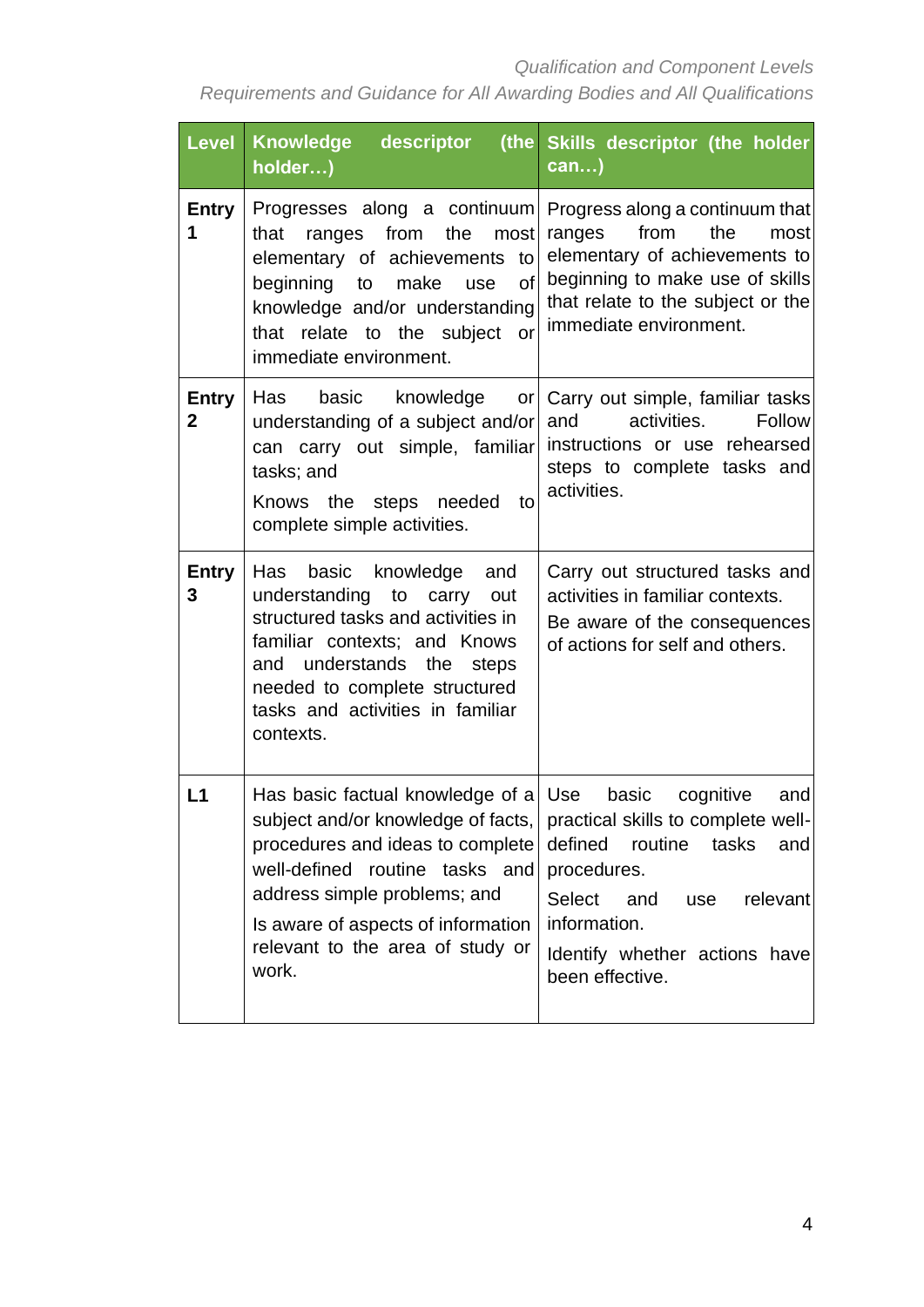| Level | Knowledge descriptor (the holder…) | Skills descriptor (the holder can…) |
|---|---|---|
| **Entry 1** | Progresses along a continuum that ranges from the most elementary of achievements to beginning to make use of knowledge and/or understanding that relate to the subject or immediate environment. | Progress along a continuum that ranges from the most elementary of achievements to beginning to make use of skills that relate to the subject or the immediate environment. |
| **Entry 2** | Has basic knowledge or understanding of a subject and/or can carry out simple, familiar tasks; and<br><br>Knows the steps needed to complete simple activities. | Carry out simple, familiar tasks and activities. Follow instructions or use rehearsed steps to complete tasks and activities. |
| **Entry 3** | Has basic knowledge and understanding to carry out structured tasks and activities in familiar contexts; and Knows and understands the steps needed to complete structured tasks and activities in familiar contexts. | Carry out structured tasks and activities in familiar contexts.<br><br>Be aware of the consequences of actions for self and others. |
| **L1** | Has basic factual knowledge of a subject and/or knowledge of facts, procedures and ideas to complete well-defined routine tasks and address simple problems; and<br><br>Is aware of aspects of information relevant to the area of study or work. | Use basic cognitive and practical skills to complete well-defined routine tasks and procedures.<br><br>Select and use relevant information.<br><br>Identify whether actions have been effective. |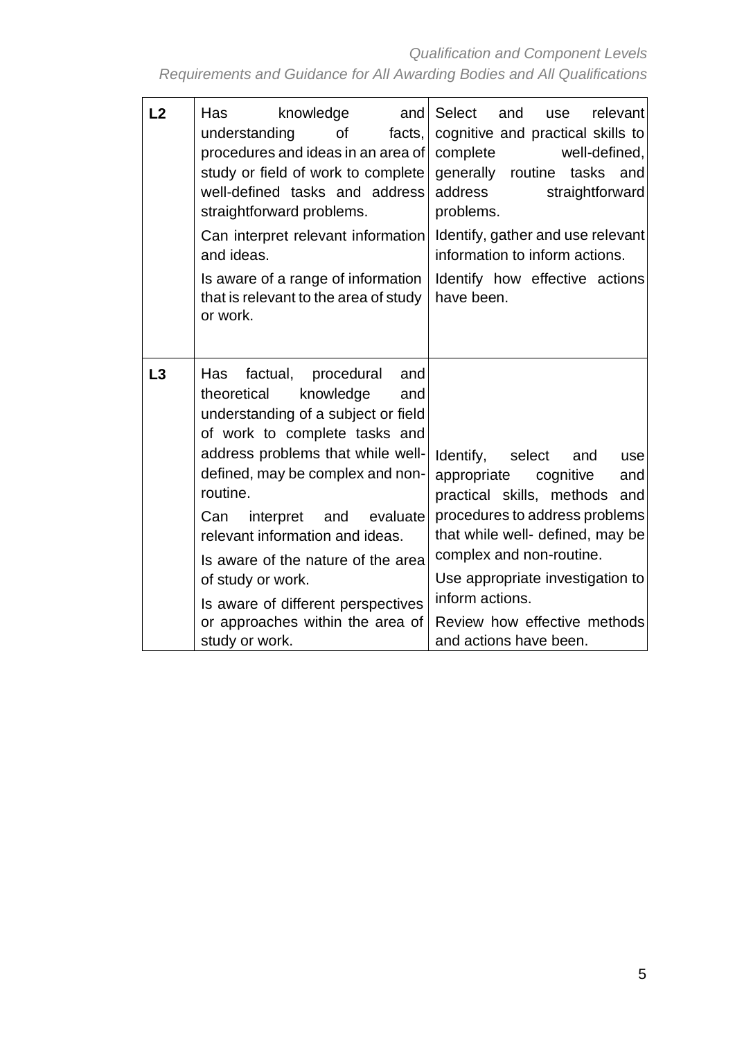| | | |
|---|---|---|
| **L2** | Has knowledge and understanding of facts, procedures and ideas in an area of study or field of work to complete well-defined tasks and address straightforward problems.<br><br>Can interpret relevant information and ideas.<br><br>Is aware of a range of information that is relevant to the area of study or work. | Select and use relevant cognitive and practical skills to complete well-defined, generally routine tasks and address straightforward problems.<br><br>Identify, gather and use relevant information to inform actions.<br><br>Identify how effective actions have been. |
| **L3** | Has factual, procedural and theoretical knowledge and understanding of a subject or field of work to complete tasks and address problems that while well-defined, may be complex and non-routine.<br><br>Can interpret and evaluate relevant information and ideas.<br><br>Is aware of the nature of the area of study or work.<br><br>Is aware of different perspectives or approaches within the area of study or work. | Identify, select and use appropriate cognitive and practical skills, methods and procedures to address problems that while well- defined, may be complex and non-routine.<br><br>Use appropriate investigation to inform actions.<br><br>Review how effective methods and actions have been. |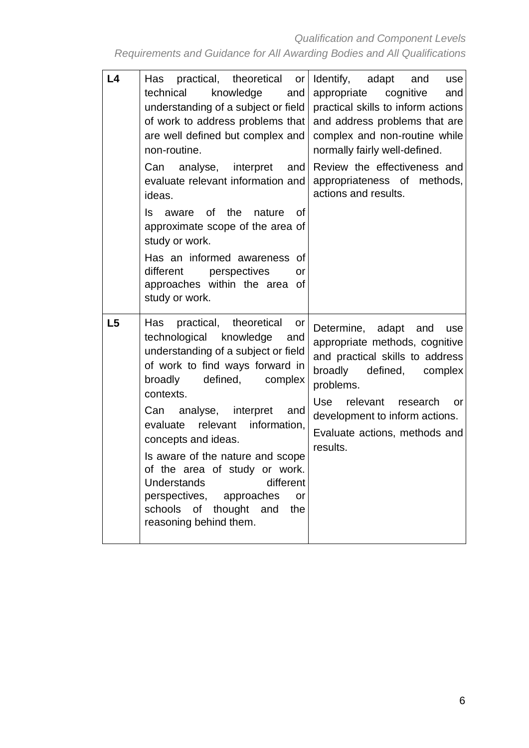| | | |
|---|---|---|
| **L4** | Has practical, theoretical or technical knowledge and understanding of a subject or field of work to address problems that are well defined but complex and non-routine.<br><br>Can analyse, interpret and evaluate relevant information and ideas.<br><br>Is aware of the nature of approximate scope of the area of study or work.<br><br>Has an informed awareness of different perspectives or approaches within the area of study or work. | Identify, adapt and use appropriate cognitive and practical skills to inform actions and address problems that are complex and non-routine while normally fairly well-defined.<br><br>Review the effectiveness and appropriateness of methods, actions and results. |
| **L5** | Has practical, theoretical or technological knowledge and understanding of a subject or field of work to find ways forward in broadly defined, complex contexts.<br><br>Can analyse, interpret and evaluate relevant information, concepts and ideas.<br><br>Is aware of the nature and scope of the area of study or work. Understands different perspectives, approaches or schools of thought and the reasoning behind them. | Determine, adapt and use appropriate methods, cognitive and practical skills to address broadly defined, complex problems.<br><br>Use relevant research or development to inform actions.<br><br>Evaluate actions, methods and results. |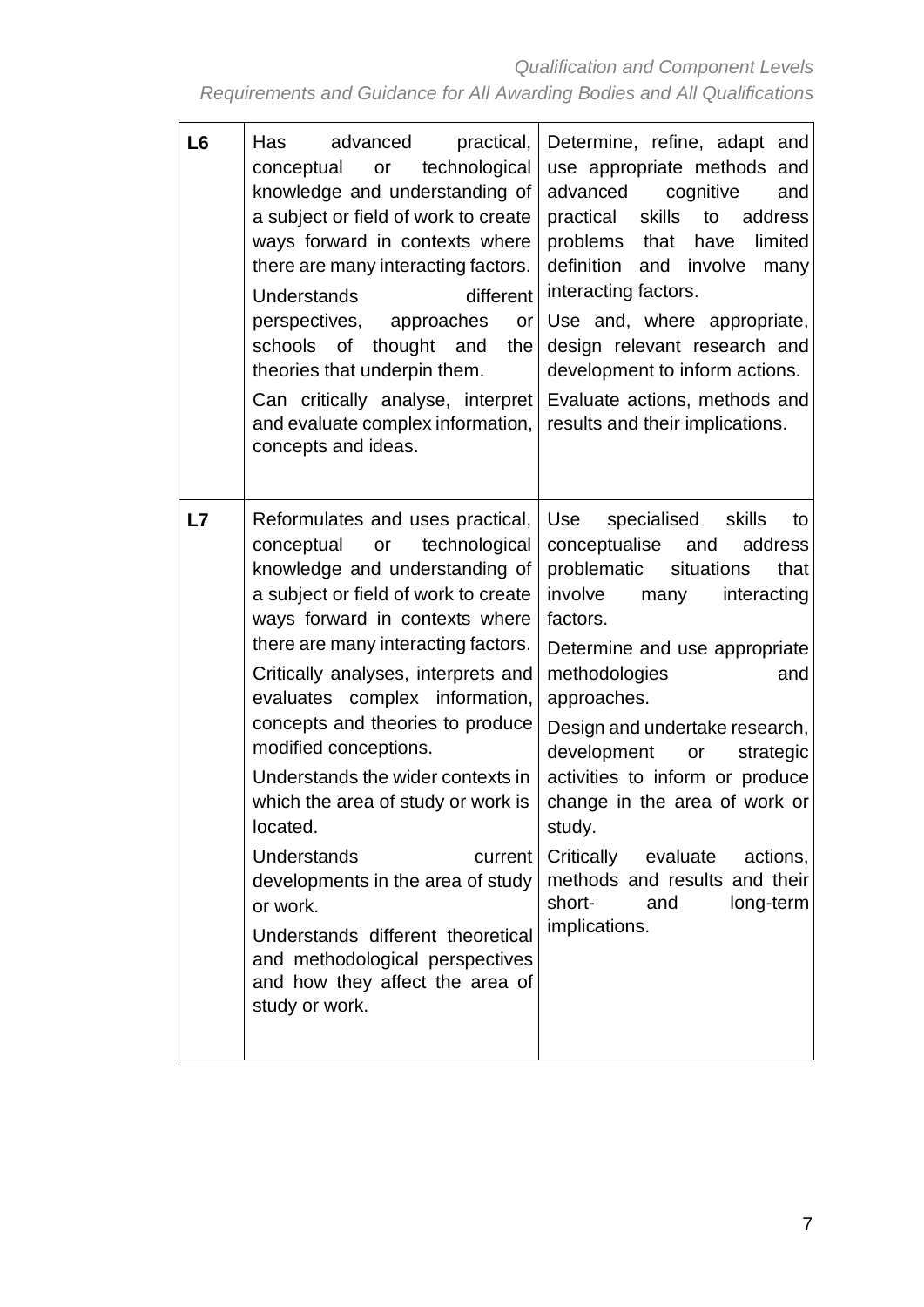| | | |
|---|---|---|
| **L6** | Has advanced practical, conceptual or technological knowledge and understanding of a subject or field of work to create ways forward in contexts where there are many interacting factors.<br><br>Understands different perspectives, approaches or schools of thought and the theories that underpin them.<br><br>Can critically analyse, interpret and evaluate complex information, concepts and ideas. | Determine, refine, adapt and use appropriate methods and advanced cognitive and practical skills to address problems that have limited definition and involve many interacting factors.<br><br>Use and, where appropriate, design relevant research and development to inform actions.<br><br>Evaluate actions, methods and results and their implications. |
| **L7** | Reformulates and uses practical, conceptual or technological knowledge and understanding of a subject or field of work to create ways forward in contexts where there are many interacting factors.<br><br>Critically analyses, interprets and evaluates complex information, concepts and theories to produce modified conceptions.<br><br>Understands the wider contexts in which the area of study or work is located.<br><br>Understands current developments in the area of study or work.<br><br>Understands different theoretical and methodological perspectives and how they affect the area of study or work. | Use specialised skills to conceptualise and address problematic situations that involve many interacting factors.<br><br>Determine and use appropriate methodologies and approaches.<br><br>Design and undertake research, development or strategic activities to inform or produce change in the area of work or study.<br><br>Critically evaluate actions, methods and results and their short- and long-term implications. |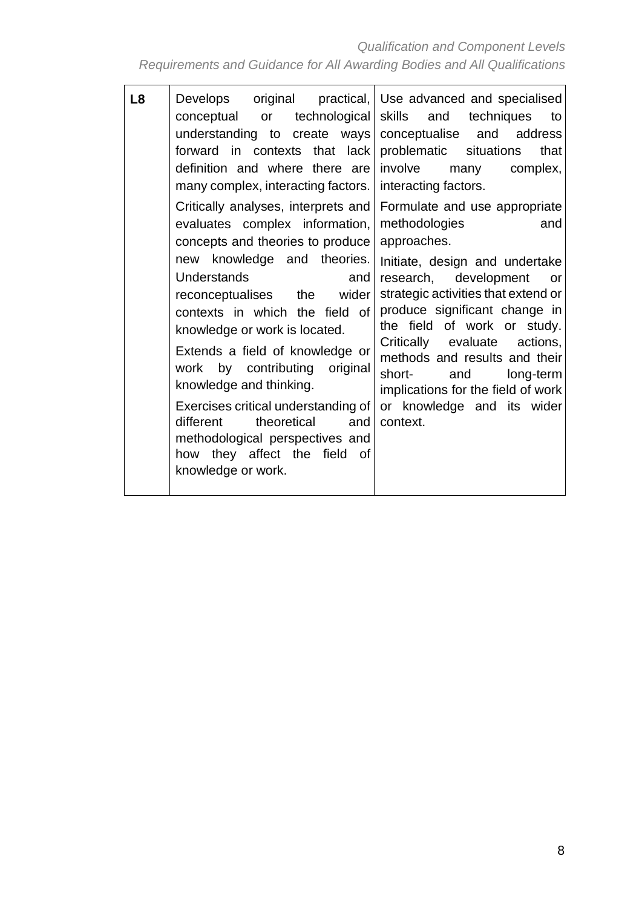| | | |
|---|---|---|
| **L8** | Develops original practical, conceptual or technological understanding to create ways forward in contexts that lack definition and where there are many complex, interacting factors.<br><br>Critically analyses, interprets and evaluates complex information, concepts and theories to produce new knowledge and theories. Understands and reconceptualises the wider contexts in which the field of knowledge or work is located.<br><br>Extends a field of knowledge or work by contributing original knowledge and thinking.<br><br>Exercises critical understanding of different theoretical and methodological perspectives and how they affect the field of knowledge or work. | Use advanced and specialised skills and techniques to conceptualise and address problematic situations that involve many complex, interacting factors.<br><br>Formulate and use appropriate methodologies and approaches.<br><br>Initiate, design and undertake research, development or strategic activities that extend or produce significant change in the field of work or study. Critically evaluate actions, methods and results and their short- and long-term implications for the field of work or knowledge and its wider context. |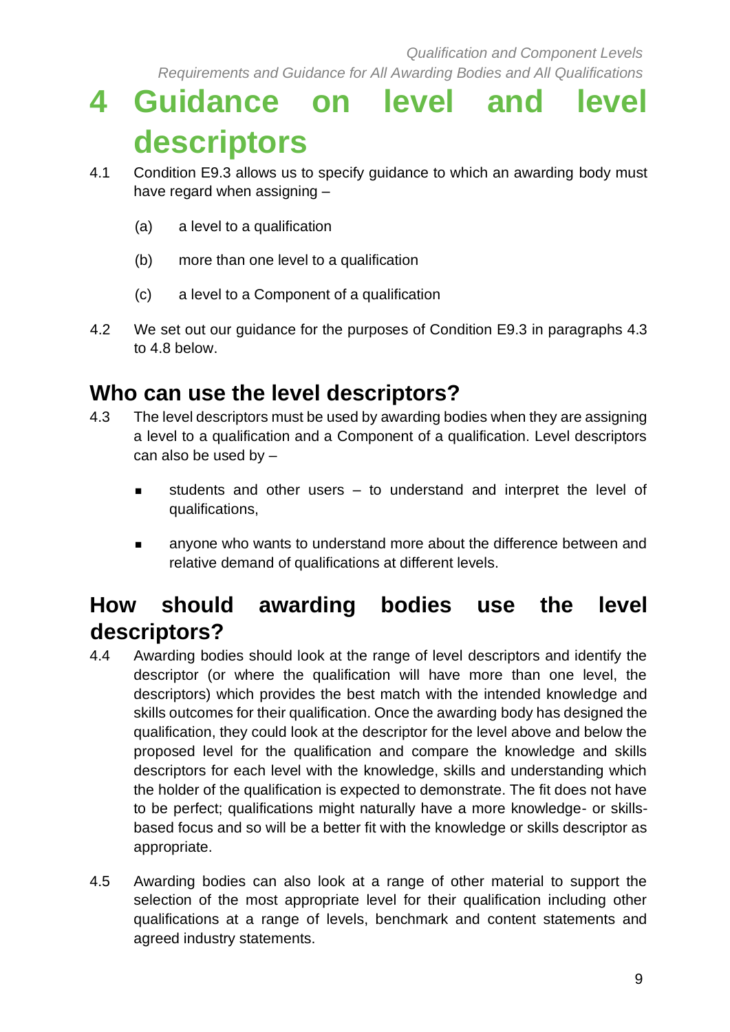# 4 Guidance on level and level descriptors

4.1 Condition E9.3 allows us to specify guidance to which an awarding body must have regard when assigning –

(a) a level to a qualification

(b) more than one level to a qualification

(c) a level to a Component of a qualification

4.2 We set out our guidance for the purposes of Condition E9.3 in paragraphs 4.3 to 4.8 below.

## Who can use the level descriptors?

4.3 The level descriptors must be used by awarding bodies when they are assigning a level to a qualification and a Component of a qualification. Level descriptors can also be used by –

- students and other users – to understand and interpret the level of qualifications,
- anyone who wants to understand more about the difference between and relative demand of qualifications at different levels.

## How should awarding bodies use the level descriptors?

4.4 Awarding bodies should look at the range of level descriptors and identify the descriptor (or where the qualification will have more than one level, the descriptors) which provides the best match with the intended knowledge and skills outcomes for their qualification. Once the awarding body has designed the qualification, they could look at the descriptor for the level above and below the proposed level for the qualification and compare the knowledge and skills descriptors for each level with the knowledge, skills and understanding which the holder of the qualification is expected to demonstrate. The fit does not have to be perfect; qualifications might naturally have a more knowledge- or skills-based focus and so will be a better fit with the knowledge or skills descriptor as appropriate.

4.5 Awarding bodies can also look at a range of other material to support the selection of the most appropriate level for their qualification including other qualifications at a range of levels, benchmark and content statements and agreed industry statements.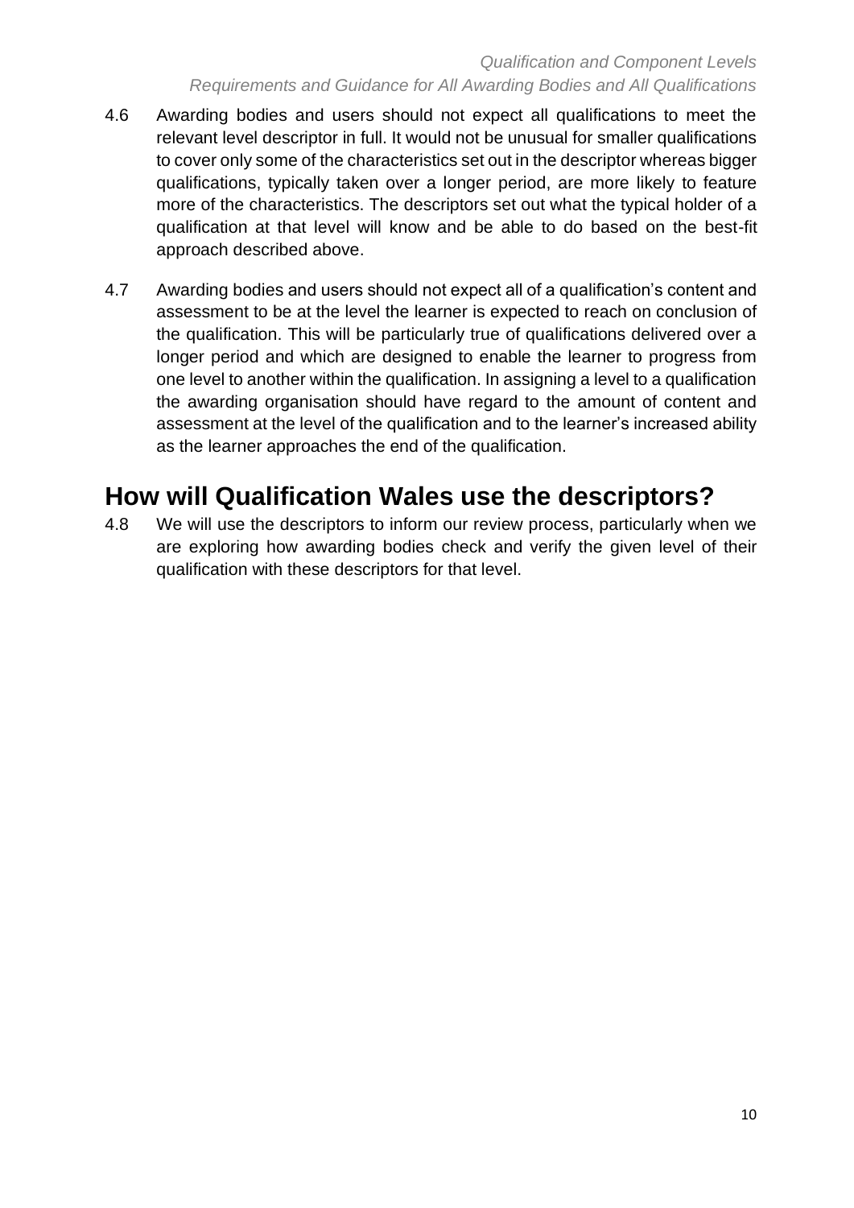4.6 Awarding bodies and users should not expect all qualifications to meet the relevant level descriptor in full. It would not be unusual for smaller qualifications to cover only some of the characteristics set out in the descriptor whereas bigger qualifications, typically taken over a longer period, are more likely to feature more of the characteristics. The descriptors set out what the typical holder of a qualification at that level will know and be able to do based on the best-fit approach described above.

4.7 Awarding bodies and users should not expect all of a qualification's content and assessment to be at the level the learner is expected to reach on conclusion of the qualification. This will be particularly true of qualifications delivered over a longer period and which are designed to enable the learner to progress from one level to another within the qualification. In assigning a level to a qualification the awarding organisation should have regard to the amount of content and assessment at the level of the qualification and to the learner's increased ability as the learner approaches the end of the qualification.

## How will Qualification Wales use the descriptors?

4.8 We will use the descriptors to inform our review process, particularly when we are exploring how awarding bodies check and verify the given level of their qualification with these descriptors for that level.